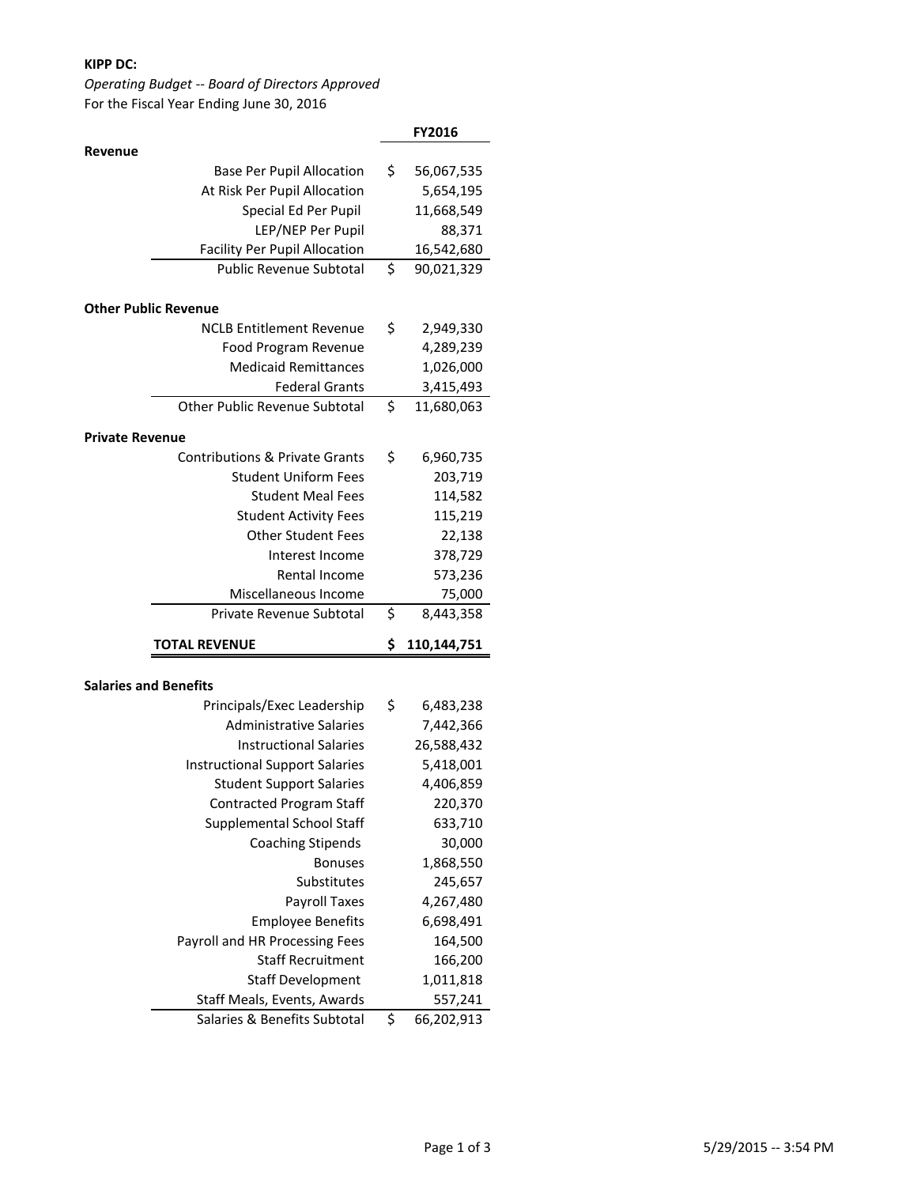**KIPP DC:**

*Operating Budget -- Board of Directors Approved*

For the Fiscal Year Ending June 30, 2016

| | | FY2016 |
|---|---|---|
| **Revenue** | | |
| | Base Per Pupil Allocation | $ 56,067,535 |
| | At Risk Per Pupil Allocation | 5,654,195 |
| | Special Ed Per Pupil | 11,668,549 |
| | LEP/NEP Per Pupil | 88,371 |
| | Facility Per Pupil Allocation | 16,542,680 |
| | Public Revenue Subtotal | $ 90,021,329 |
| **Other Public Revenue** | | |
| | NCLB Entitlement Revenue | $ 2,949,330 |
| | Food Program Revenue | 4,289,239 |
| | Medicaid Remittances | 1,026,000 |
| | Federal Grants | 3,415,493 |
| | Other Public Revenue Subtotal | $ 11,680,063 |
| **Private Revenue** | | |
| | Contributions & Private Grants | $ 6,960,735 |
| | Student Uniform Fees | 203,719 |
| | Student Meal Fees | 114,582 |
| | Student Activity Fees | 115,219 |
| | Other Student Fees | 22,138 |
| | Interest Income | 378,729 |
| | Rental Income | 573,236 |
| | Miscellaneous Income | 75,000 |
| | Private Revenue Subtotal | $ 8,443,358 |
| | **TOTAL REVENUE** | **$ 110,144,751** |
| **Salaries and Benefits** | | |
| | Principals/Exec Leadership | $ 6,483,238 |
| | Administrative Salaries | 7,442,366 |
| | Instructional Salaries | 26,588,432 |
| | Instructional Support Salaries | 5,418,001 |
| | Student Support Salaries | 4,406,859 |
| | Contracted Program Staff | 220,370 |
| | Supplemental School Staff | 633,710 |
| | Coaching Stipends | 30,000 |
| | Bonuses | 1,868,550 |
| | Substitutes | 245,657 |
| | Payroll Taxes | 4,267,480 |
| | Employee Benefits | 6,698,491 |
| | Payroll and HR Processing Fees | 164,500 |
| | Staff Recruitment | 166,200 |
| | Staff Development | 1,011,818 |
| | Staff Meals, Events, Awards | 557,241 |
| | Salaries & Benefits Subtotal | $ 66,202,913 |

5/29/2015 -- 3:54 PM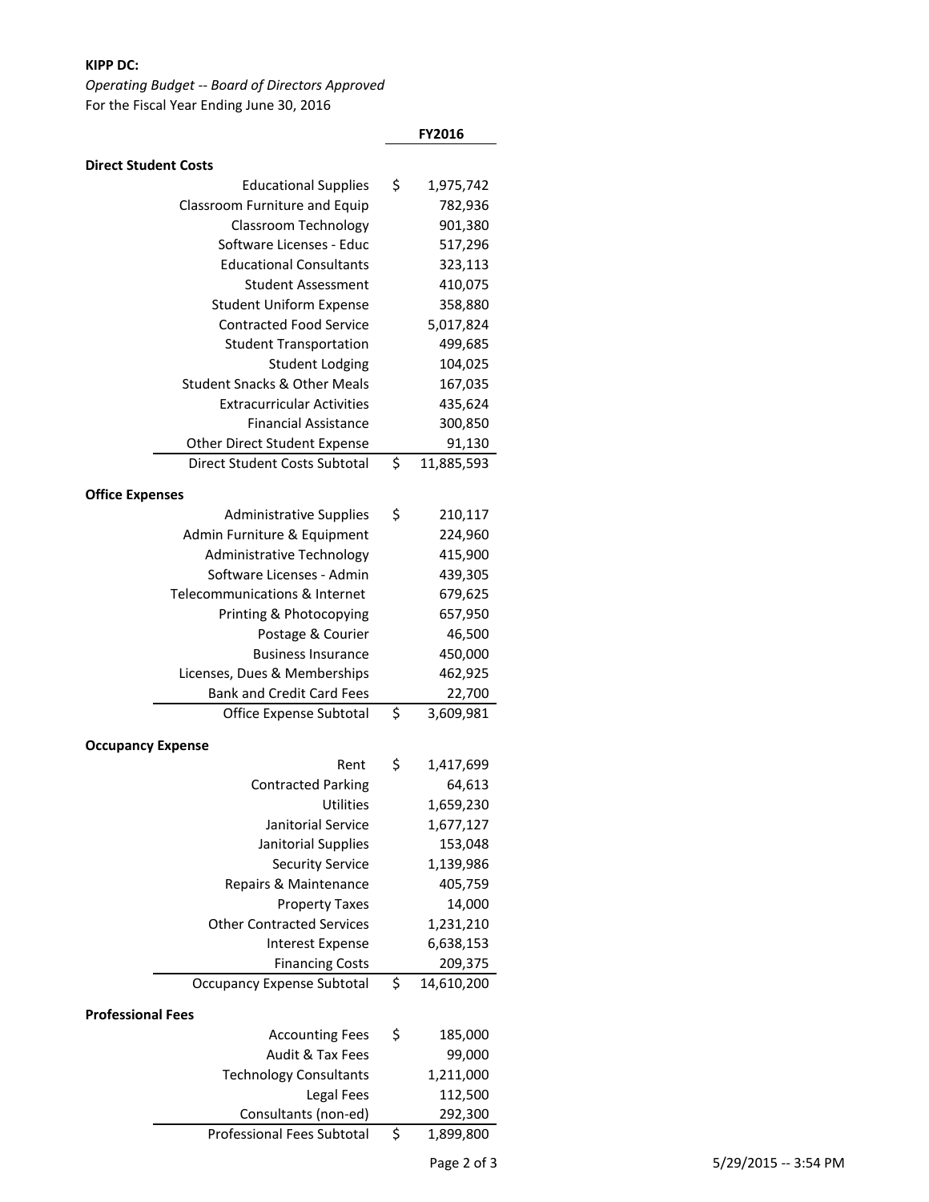**KIPP DC:**

*Operating Budget -- Board of Directors Approved*

For the Fiscal Year Ending June 30, 2016

| | FY2016 |
|---|---|
| **Direct Student Costs** | |
| Educational Supplies | $ 1,975,742 |
| Classroom Furniture and Equip | 782,936 |
| Classroom Technology | 901,380 |
| Software Licenses - Educ | 517,296 |
| Educational Consultants | 323,113 |
| Student Assessment | 410,075 |
| Student Uniform Expense | 358,880 |
| Contracted Food Service | 5,017,824 |
| Student Transportation | 499,685 |
| Student Lodging | 104,025 |
| Student Snacks & Other Meals | 167,035 |
| Extracurricular Activities | 435,624 |
| Financial Assistance | 300,850 |
| Other Direct Student Expense | 91,130 |
| Direct Student Costs Subtotal | $ 11,885,593 |
| **Office Expenses** | |
| Administrative Supplies | $ 210,117 |
| Admin Furniture & Equipment | 224,960 |
| Administrative Technology | 415,900 |
| Software Licenses - Admin | 439,305 |
| Telecommunications & Internet | 679,625 |
| Printing & Photocopying | 657,950 |
| Postage & Courier | 46,500 |
| Business Insurance | 450,000 |
| Licenses, Dues & Memberships | 462,925 |
| Bank and Credit Card Fees | 22,700 |
| Office Expense Subtotal | $ 3,609,981 |
| **Occupancy Expense** | |
| Rent | $ 1,417,699 |
| Contracted Parking | 64,613 |
| Utilities | 1,659,230 |
| Janitorial Service | 1,677,127 |
| Janitorial Supplies | 153,048 |
| Security Service | 1,139,986 |
| Repairs & Maintenance | 405,759 |
| Property Taxes | 14,000 |
| Other Contracted Services | 1,231,210 |
| Interest Expense | 6,638,153 |
| Financing Costs | 209,375 |
| Occupancy Expense Subtotal | $ 14,610,200 |
| **Professional Fees** | |
| Accounting Fees | $ 185,000 |
| Audit & Tax Fees | 99,000 |
| Technology Consultants | 1,211,000 |
| Legal Fees | 112,500 |
| Consultants (non-ed) | 292,300 |
| Professional Fees Subtotal | $ 1,899,800 |

5/29/2015 -- 3:54 PM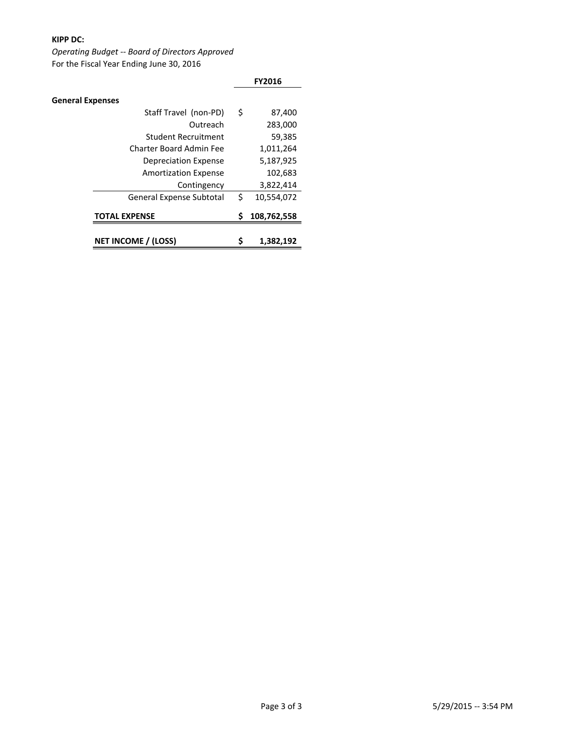**KIPP DC:**

*Operating Budget -- Board of Directors Approved*

For the Fiscal Year Ending June 30, 2016

| | FY2016 |
|---|---|
| **General Expenses** | |
| Staff Travel (non-PD) | $ 87,400 |
| Outreach | 283,000 |
| Student Recruitment | 59,385 |
| Charter Board Admin Fee | 1,011,264 |
| Depreciation Expense | 5,187,925 |
| Amortization Expense | 102,683 |
| Contingency | 3,822,414 |
| General Expense Subtotal | $ 10,554,072 |
| **TOTAL EXPENSE** | **$ 108,762,558** |
| **NET INCOME / (LOSS)** | **$ 1,382,192** |

5/29/2015 -- 3:54 PM